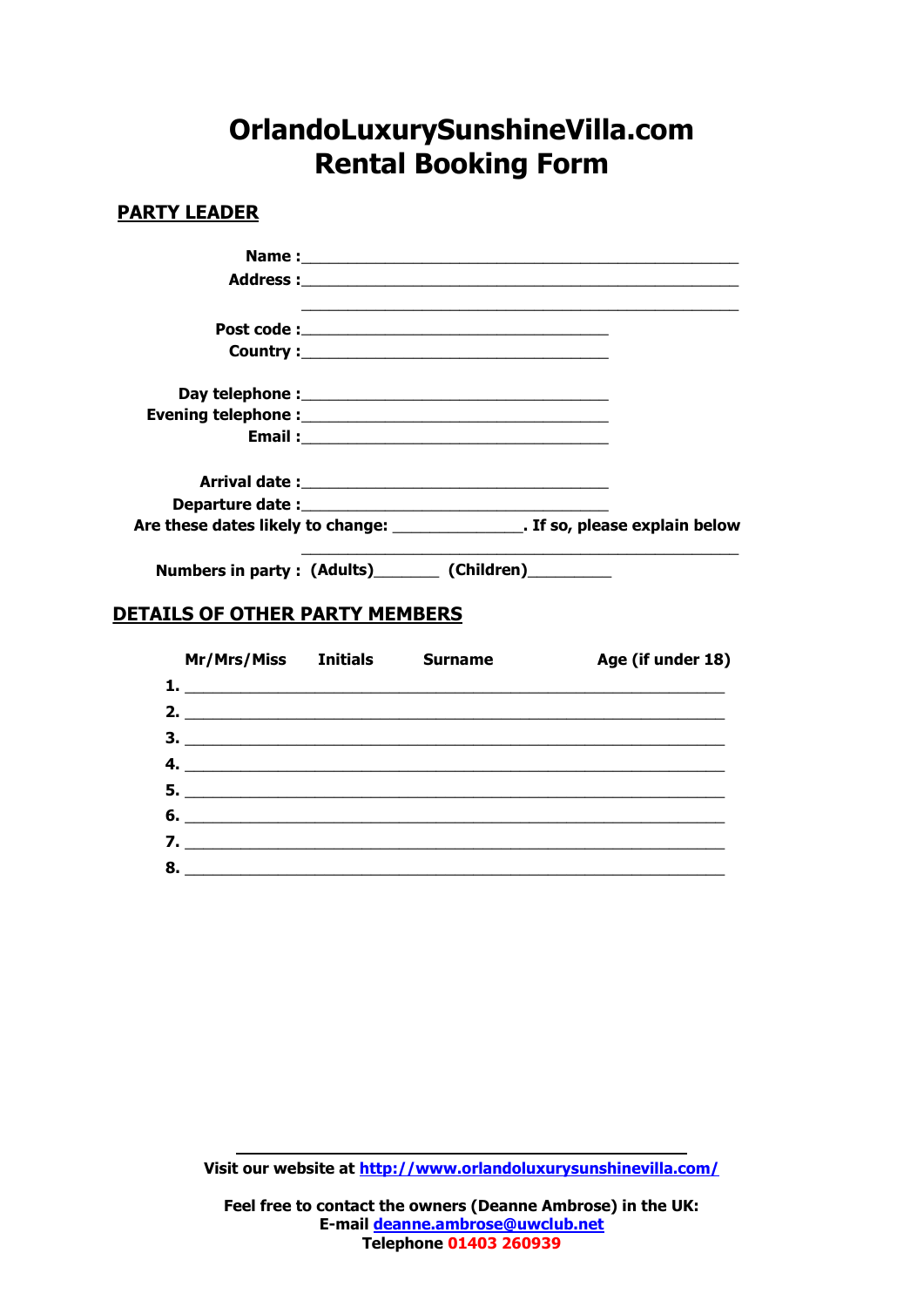# OrlandoLuxurySunshineVilla.com
# Rental Booking Form

## PARTY LEADER

**Name :**______________________________________________

**Address :**______________________________________________

______________________________________________

**Post code :**________________________________

**Country :**________________________________

**Day telephone :**________________________________

**Evening telephone :**________________________________

**Email :**________________________________

**Arrival date :**________________________________

**Departure date :**________________________________

**Are these dates likely to change:** ______________. **If so, please explain below**

______________________________________________

**Numbers in party : (Adults)**_______ **(Children)**_________

## DETAILS OF OTHER PARTY MEMBERS

| | Mr/Mrs/Miss | Initials | Surname | Age (if under 18) |
|---|---|---|---|---|
| **1.** | | | | |
| **2.** | | | | |
| **3.** | | | | |
| **4.** | | | | |
| **5.** | | | | |
| **6.** | | | | |
| **7.** | | | | |
| **8.** | | | | |

---

**Visit our website at [http://www.orlandoluxurysunshinevilla.com/](http://www.orlandoluxurysunshinevilla.com/)**

**Feel free to contact the owners (Deanne Ambrose) in the UK:**
**E-mail [deanne.ambrose@uwclub.net](mailto:deanne.ambrose@uwclub.net)**
**Telephone 01403 260939**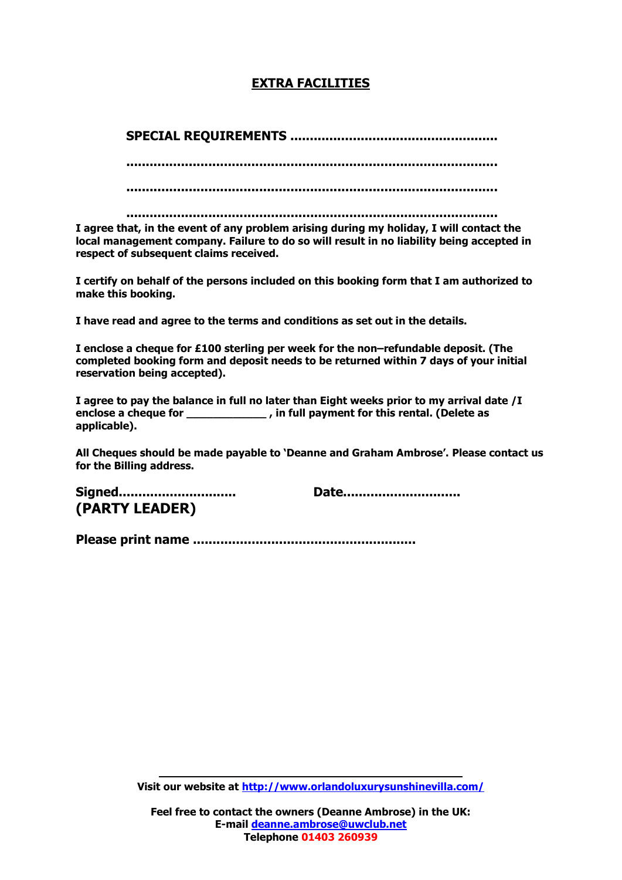## EXTRA FACILITIES

**SPECIAL REQUIREMENTS ....................................................**

**.................................................................................................**

**.................................................................................................**

**.................................................................................................**

**I agree that, in the event of any problem arising during my holiday, I will contact the local management company. Failure to do so will result in no liability being accepted in respect of subsequent claims received.**

**I certify on behalf of the persons included on this booking form that I am authorized to make this booking.**

**I have read and agree to the terms and conditions as set out in the details.**

**I enclose a cheque for £100 sterling per week for the non–refundable deposit. (The completed booking form and deposit needs to be returned within 7 days of your initial reservation being accepted).**

**I agree to pay the balance in full no later than Eight weeks prior to my arrival date /I enclose a cheque for _____________ , in full payment for this rental. (Delete as applicable).**

**All Cheques should be made payable to 'Deanne and Graham Ambrose'. Please contact us for the Billing address.**

**Signed.............................** **Date.............................**
**(PARTY LEADER)**

**Please print name .......................................................**

---

**Visit our website at [http://www.orlandoluxurysunshinevilla.com/](http://www.orlandoluxurysunshinevilla.com/)**

**Feel free to contact the owners (Deanne Ambrose) in the UK:**
**E-mail [deanne.ambrose@uwclub.net](mailto:deanne.ambrose@uwclub.net)**
**Telephone 01403 260939**